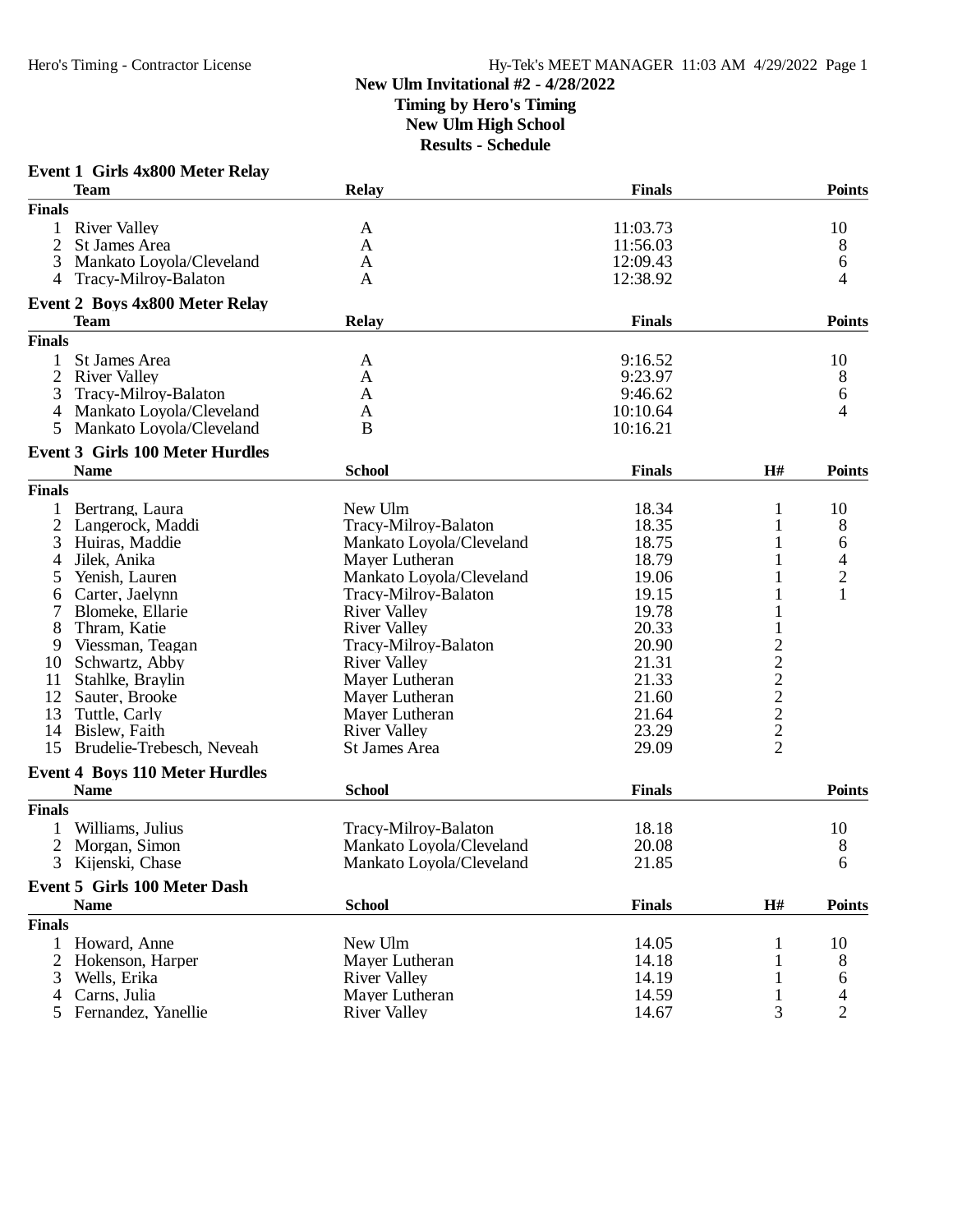**New Ulm Invitational #2 - 4/28/2022**
**Timing by Hero's Timing**
**New Ulm High School**
**Results - Schedule**

### Event 1 Girls 4x800 Meter Relay

| | Team | Relay | Finals | Points |
|---|---|---|---|---|
| **Finals** | | | | |
| 1 | River Valley | A | 11:03.73 | 10 |
| 2 | St James Area | A | 11:56.03 | 8 |
| 3 | Mankato Loyola/Cleveland | A | 12:09.43 | 6 |
| 4 | Tracy-Milroy-Balaton | A | 12:38.92 | 4 |

### Event 2 Boys 4x800 Meter Relay

| | Team | Relay | Finals | Points |
|---|---|---|---|---|
| **Finals** | | | | |
| 1 | St James Area | A | 9:16.52 | 10 |
| 2 | River Valley | A | 9:23.97 | 8 |
| 3 | Tracy-Milroy-Balaton | A | 9:46.62 | 6 |
| 4 | Mankato Loyola/Cleveland | A | 10:10.64 | 4 |
| 5 | Mankato Loyola/Cleveland | B | 10:16.21 | |

### Event 3 Girls 100 Meter Hurdles

| | Name | School | Finals | H# | Points |
|---|---|---|---|---|---|
| **Finals** | | | | | |
| 1 | Bertrang, Laura | New Ulm | 18.34 | 1 | 10 |
| 2 | Langerock, Maddi | Tracy-Milroy-Balaton | 18.35 | 1 | 8 |
| 3 | Huiras, Maddie | Mankato Loyola/Cleveland | 18.75 | 1 | 6 |
| 4 | Jilek, Anika | Mayer Lutheran | 18.79 | 1 | 4 |
| 5 | Yenish, Lauren | Mankato Loyola/Cleveland | 19.06 | 1 | 2 |
| 6 | Carter, Jaelynn | Tracy-Milroy-Balaton | 19.15 | 1 | 1 |
| 7 | Blomeke, Ellarie | River Valley | 19.78 | 1 | |
| 8 | Thram, Katie | River Valley | 20.33 | 1 | |
| 9 | Viessman, Teagan | Tracy-Milroy-Balaton | 20.90 | 2 | |
| 10 | Schwartz, Abby | River Valley | 21.31 | 2 | |
| 11 | Stahlke, Braylin | Mayer Lutheran | 21.33 | 2 | |
| 12 | Sauter, Brooke | Mayer Lutheran | 21.60 | 2 | |
| 13 | Tuttle, Carly | Mayer Lutheran | 21.64 | 2 | |
| 14 | Bislew, Faith | River Valley | 23.29 | 2 | |
| 15 | Brudelie-Trebesch, Neveah | St James Area | 29.09 | 2 | |

### Event 4 Boys 110 Meter Hurdles

| | Name | School | Finals | Points |
|---|---|---|---|---|
| **Finals** | | | | |
| 1 | Williams, Julius | Tracy-Milroy-Balaton | 18.18 | 10 |
| 2 | Morgan, Simon | Mankato Loyola/Cleveland | 20.08 | 8 |
| 3 | Kijenski, Chase | Mankato Loyola/Cleveland | 21.85 | 6 |

### Event 5 Girls 100 Meter Dash

| | Name | School | Finals | H# | Points |
|---|---|---|---|---|---|
| **Finals** | | | | | |
| 1 | Howard, Anne | New Ulm | 14.05 | 1 | 10 |
| 2 | Hokenson, Harper | Mayer Lutheran | 14.18 | 1 | 8 |
| 3 | Wells, Erika | River Valley | 14.19 | 1 | 6 |
| 4 | Carns, Julia | Mayer Lutheran | 14.59 | 1 | 4 |
| 5 | Fernandez, Yanellie | River Valley | 14.67 | 3 | 2 |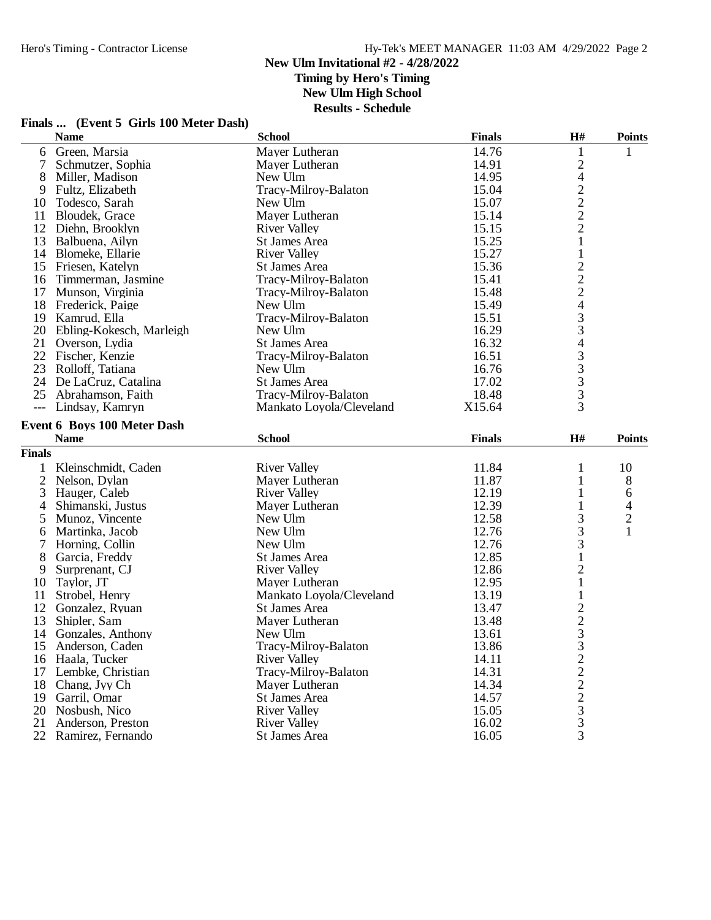**New Ulm Invitational #2 - 4/28/2022**
**Timing by Hero's Timing**
**New Ulm High School**
**Results - Schedule**

## Finals ... (Event 5 Girls 100 Meter Dash)

| | Name | School | Finals | H# | Points |
|---|---|---|---|---|---|
| 6 | Green, Marsia | Mayer Lutheran | 14.76 | 1 | 1 |
| 7 | Schmutzer, Sophia | Mayer Lutheran | 14.91 | 2 | |
| 8 | Miller, Madison | New Ulm | 14.95 | 4 | |
| 9 | Fultz, Elizabeth | Tracy-Milroy-Balaton | 15.04 | 2 | |
| 10 | Todesco, Sarah | New Ulm | 15.07 | 2 | |
| 11 | Bloudek, Grace | Mayer Lutheran | 15.14 | 2 | |
| 12 | Diehn, Brooklyn | River Valley | 15.15 | 2 | |
| 13 | Balbuena, Ailyn | St James Area | 15.25 | 1 | |
| 14 | Blomeke, Ellarie | River Valley | 15.27 | 1 | |
| 15 | Friesen, Katelyn | St James Area | 15.36 | 2 | |
| 16 | Timmerman, Jasmine | Tracy-Milroy-Balaton | 15.41 | 2 | |
| 17 | Munson, Virginia | Tracy-Milroy-Balaton | 15.48 | 2 | |
| 18 | Frederick, Paige | New Ulm | 15.49 | 4 | |
| 19 | Kamrud, Ella | Tracy-Milroy-Balaton | 15.51 | 3 | |
| 20 | Ebling-Kokesch, Marleigh | New Ulm | 16.29 | 3 | |
| 21 | Overson, Lydia | St James Area | 16.32 | 4 | |
| 22 | Fischer, Kenzie | Tracy-Milroy-Balaton | 16.51 | 3 | |
| 23 | Rolloff, Tatiana | New Ulm | 16.76 | 3 | |
| 24 | De LaCruz, Catalina | St James Area | 17.02 | 3 | |
| 25 | Abrahamson, Faith | Tracy-Milroy-Balaton | 18.48 | 3 | |
| --- | Lindsay, Kamryn | Mankato Loyola/Cleveland | X15.64 | 3 | |

## Event 6 Boys 100 Meter Dash

| | Name | School | Finals | H# | Points |
|---|---|---|---|---|---|
| **Finals** | | | | | |
| 1 | Kleinschmidt, Caden | River Valley | 11.84 | 1 | 10 |
| 2 | Nelson, Dylan | Mayer Lutheran | 11.87 | 1 | 8 |
| 3 | Hauger, Caleb | River Valley | 12.19 | 1 | 6 |
| 4 | Shimanski, Justus | Mayer Lutheran | 12.39 | 1 | 4 |
| 5 | Munoz, Vincente | New Ulm | 12.58 | 3 | 2 |
| 6 | Martinka, Jacob | New Ulm | 12.76 | 3 | 1 |
| 7 | Horning, Collin | New Ulm | 12.76 | 3 | |
| 8 | Garcia, Freddy | St James Area | 12.85 | 1 | |
| 9 | Surprenant, CJ | River Valley | 12.86 | 2 | |
| 10 | Taylor, JT | Mayer Lutheran | 12.95 | 1 | |
| 11 | Strobel, Henry | Mankato Loyola/Cleveland | 13.19 | 1 | |
| 12 | Gonzalez, Ryuan | St James Area | 13.47 | 2 | |
| 13 | Shipler, Sam | Mayer Lutheran | 13.48 | 2 | |
| 14 | Gonzales, Anthony | New Ulm | 13.61 | 3 | |
| 15 | Anderson, Caden | Tracy-Milroy-Balaton | 13.86 | 3 | |
| 16 | Haala, Tucker | River Valley | 14.11 | 2 | |
| 17 | Lembke, Christian | Tracy-Milroy-Balaton | 14.31 | 2 | |
| 18 | Chang, Jyy Ch | Mayer Lutheran | 14.34 | 2 | |
| 19 | Garril, Omar | St James Area | 14.57 | 2 | |
| 20 | Nosbush, Nico | River Valley | 15.05 | 3 | |
| 21 | Anderson, Preston | River Valley | 16.02 | 3 | |
| 22 | Ramirez, Fernando | St James Area | 16.05 | 3 | |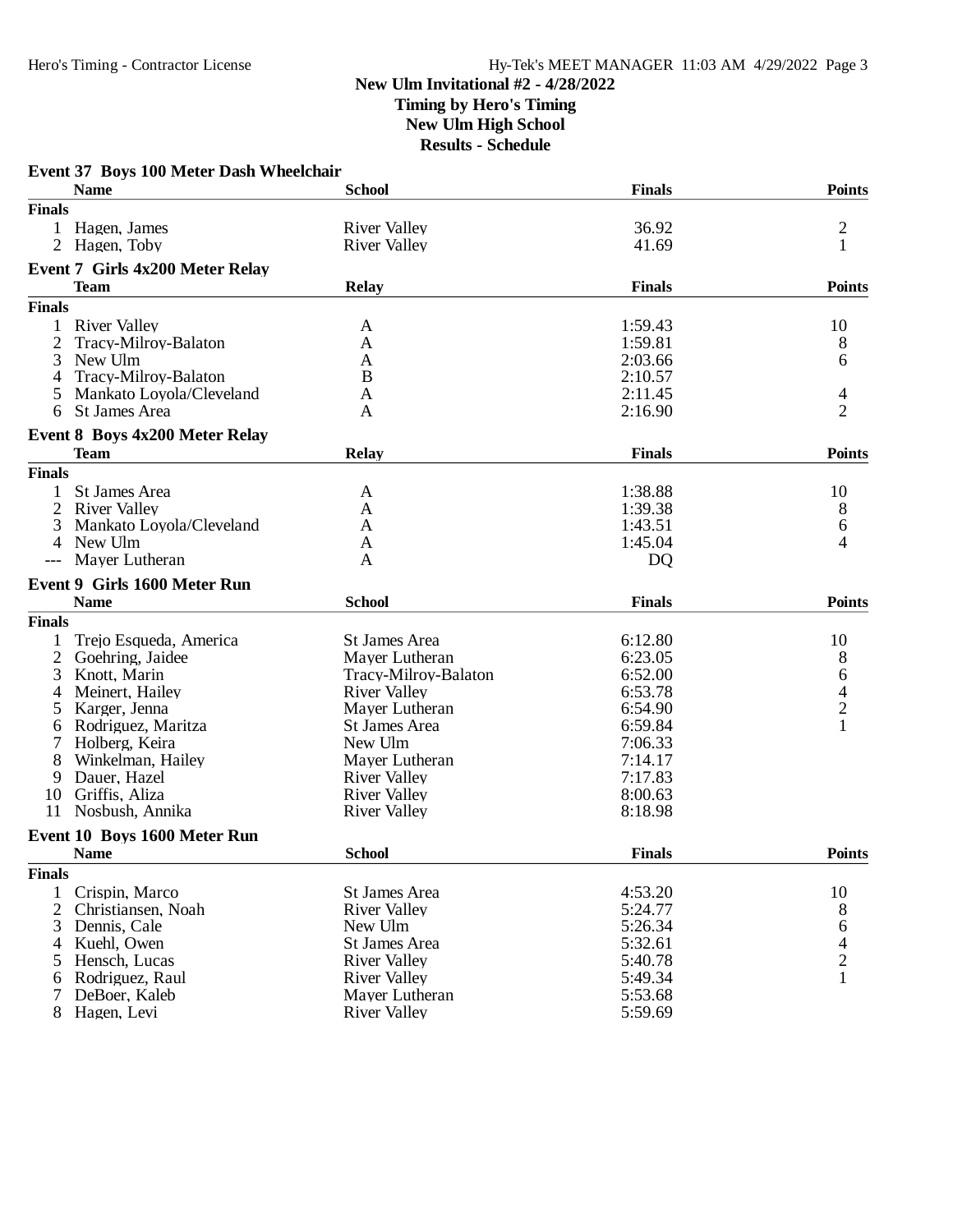**New Ulm Invitational #2 - 4/28/2022**
**Timing by Hero's Timing**
**New Ulm High School**
**Results - Schedule**

### Event 37 Boys 100 Meter Dash Wheelchair

| | Name | School | Finals | Points |
|---|---|---|---|---|
| **Finals** | | | | |
| 1 | Hagen, James | River Valley | 36.92 | 2 |
| 2 | Hagen, Toby | River Valley | 41.69 | 1 |

### Event 7 Girls 4x200 Meter Relay

| | Team | Relay | Finals | Points |
|---|---|---|---|---|
| **Finals** | | | | |
| 1 | River Valley | A | 1:59.43 | 10 |
| 2 | Tracy-Milroy-Balaton | A | 1:59.81 | 8 |
| 3 | New Ulm | A | 2:03.66 | 6 |
| 4 | Tracy-Milroy-Balaton | B | 2:10.57 | |
| 5 | Mankato Loyola/Cleveland | A | 2:11.45 | 4 |
| 6 | St James Area | A | 2:16.90 | 2 |

### Event 8 Boys 4x200 Meter Relay

| | Team | Relay | Finals | Points |
|---|---|---|---|---|
| **Finals** | | | | |
| 1 | St James Area | A | 1:38.88 | 10 |
| 2 | River Valley | A | 1:39.38 | 8 |
| 3 | Mankato Loyola/Cleveland | A | 1:43.51 | 6 |
| 4 | New Ulm | A | 1:45.04 | 4 |
| --- | Mayer Lutheran | A | DQ | |

### Event 9 Girls 1600 Meter Run

| | Name | School | Finals | Points |
|---|---|---|---|---|
| **Finals** | | | | |
| 1 | Trejo Esqueda, America | St James Area | 6:12.80 | 10 |
| 2 | Goehring, Jaidee | Mayer Lutheran | 6:23.05 | 8 |
| 3 | Knott, Marin | Tracy-Milroy-Balaton | 6:52.00 | 6 |
| 4 | Meinert, Hailey | River Valley | 6:53.78 | 4 |
| 5 | Karger, Jenna | Mayer Lutheran | 6:54.90 | 2 |
| 6 | Rodriguez, Maritza | St James Area | 6:59.84 | 1 |
| 7 | Holberg, Keira | New Ulm | 7:06.33 | |
| 8 | Winkelman, Hailey | Mayer Lutheran | 7:14.17 | |
| 9 | Dauer, Hazel | River Valley | 7:17.83 | |
| 10 | Griffis, Aliza | River Valley | 8:00.63 | |
| 11 | Nosbush, Annika | River Valley | 8:18.98 | |

### Event 10 Boys 1600 Meter Run

| | Name | School | Finals | Points |
|---|---|---|---|---|
| **Finals** | | | | |
| 1 | Crispin, Marco | St James Area | 4:53.20 | 10 |
| 2 | Christiansen, Noah | River Valley | 5:24.77 | 8 |
| 3 | Dennis, Cale | New Ulm | 5:26.34 | 6 |
| 4 | Kuehl, Owen | St James Area | 5:32.61 | 4 |
| 5 | Hensch, Lucas | River Valley | 5:40.78 | 2 |
| 6 | Rodriguez, Raul | River Valley | 5:49.34 | 1 |
| 7 | DeBoer, Kaleb | Mayer Lutheran | 5:53.68 | |
| 8 | Hagen, Levi | River Valley | 5:59.69 | |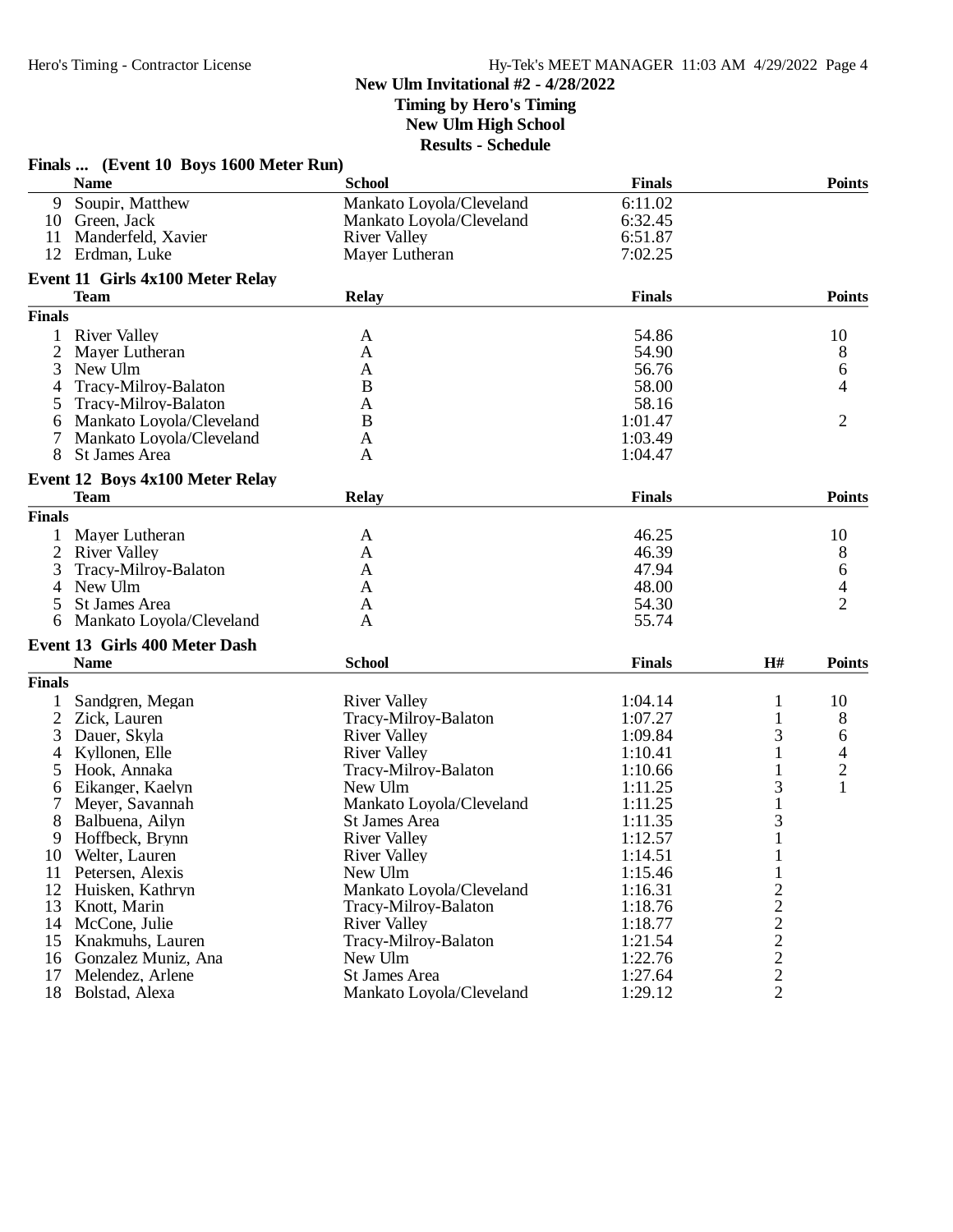**New Ulm Invitational #2 - 4/28/2022**
**Timing by Hero's Timing**
**New Ulm High School**
**Results - Schedule**

### Finals ... (Event 10 Boys 1600 Meter Run)

| | Name | School | Finals | Points |
|---|---|---|---|---|
| 9 | Soupir, Matthew | Mankato Loyola/Cleveland | 6:11.02 | |
| 10 | Green, Jack | Mankato Loyola/Cleveland | 6:32.45 | |
| 11 | Manderfeld, Xavier | River Valley | 6:51.87 | |
| 12 | Erdman, Luke | Mayer Lutheran | 7:02.25 | |

### Event 11 Girls 4x100 Meter Relay

| | Team | Relay | Finals | Points |
|---|---|---|---|---|
| **Finals** | | | | |
| 1 | River Valley | A | 54.86 | 10 |
| 2 | Mayer Lutheran | A | 54.90 | 8 |
| 3 | New Ulm | A | 56.76 | 6 |
| 4 | Tracy-Milroy-Balaton | B | 58.00 | 4 |
| 5 | Tracy-Milroy-Balaton | A | 58.16 | |
| 6 | Mankato Loyola/Cleveland | B | 1:01.47 | 2 |
| 7 | Mankato Loyola/Cleveland | A | 1:03.49 | |
| 8 | St James Area | A | 1:04.47 | |

### Event 12 Boys 4x100 Meter Relay

| | Team | Relay | Finals | Points |
|---|---|---|---|---|
| **Finals** | | | | |
| 1 | Mayer Lutheran | A | 46.25 | 10 |
| 2 | River Valley | A | 46.39 | 8 |
| 3 | Tracy-Milroy-Balaton | A | 47.94 | 6 |
| 4 | New Ulm | A | 48.00 | 4 |
| 5 | St James Area | A | 54.30 | 2 |
| 6 | Mankato Loyola/Cleveland | A | 55.74 | |

### Event 13 Girls 400 Meter Dash

| | Name | School | Finals | H# | Points |
|---|---|---|---|---|---|
| **Finals** | | | | | |
| 1 | Sandgren, Megan | River Valley | 1:04.14 | 1 | 10 |
| 2 | Zick, Lauren | Tracy-Milroy-Balaton | 1:07.27 | 1 | 8 |
| 3 | Dauer, Skyla | River Valley | 1:09.84 | 3 | 6 |
| 4 | Kyllonen, Elle | River Valley | 1:10.41 | 1 | 4 |
| 5 | Hook, Annaka | Tracy-Milroy-Balaton | 1:10.66 | 1 | 2 |
| 6 | Eikanger, Kaelyn | New Ulm | 1:11.25 | 3 | 1 |
| 7 | Meyer, Savannah | Mankato Loyola/Cleveland | 1:11.25 | 1 | |
| 8 | Balbuena, Ailyn | St James Area | 1:11.35 | 3 | |
| 9 | Hoffbeck, Brynn | River Valley | 1:12.57 | 1 | |
| 10 | Welter, Lauren | River Valley | 1:14.51 | 1 | |
| 11 | Petersen, Alexis | New Ulm | 1:15.46 | 1 | |
| 12 | Huisken, Kathryn | Mankato Loyola/Cleveland | 1:16.31 | 2 | |
| 13 | Knott, Marin | Tracy-Milroy-Balaton | 1:18.76 | 2 | |
| 14 | McCone, Julie | River Valley | 1:18.77 | 2 | |
| 15 | Knakmuhs, Lauren | Tracy-Milroy-Balaton | 1:21.54 | 2 | |
| 16 | Gonzalez Muniz, Ana | New Ulm | 1:22.76 | 2 | |
| 17 | Melendez, Arlene | St James Area | 1:27.64 | 2 | |
| 18 | Bolstad, Alexa | Mankato Loyola/Cleveland | 1:29.12 | 2 | |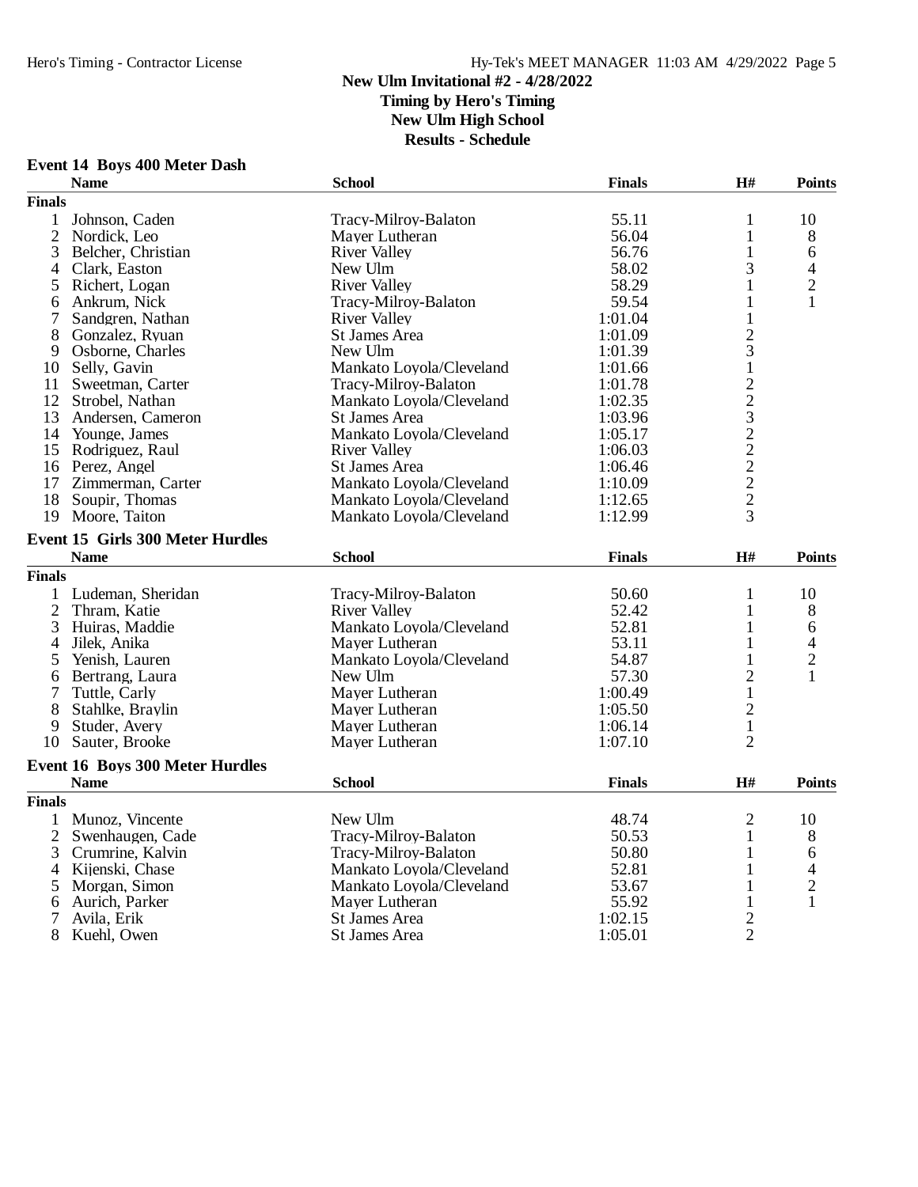# New Ulm Invitational #2 - 4/28/2022

**Timing by Hero's Timing**
**New Ulm High School**
**Results - Schedule**

### Event 14 Boys 400 Meter Dash

| | Name | School | Finals | H# | Points |
|---|---|---|---|---|---|
| **Finals** | | | | | |
| 1 | Johnson, Caden | Tracy-Milroy-Balaton | 55.11 | 1 | 10 |
| 2 | Nordick, Leo | Mayer Lutheran | 56.04 | 1 | 8 |
| 3 | Belcher, Christian | River Valley | 56.76 | 1 | 6 |
| 4 | Clark, Easton | New Ulm | 58.02 | 3 | 4 |
| 5 | Richert, Logan | River Valley | 58.29 | 1 | 2 |
| 6 | Ankrum, Nick | Tracy-Milroy-Balaton | 59.54 | 1 | 1 |
| 7 | Sandgren, Nathan | River Valley | 1:01.04 | 1 | |
| 8 | Gonzalez, Ryuan | St James Area | 1:01.09 | 2 | |
| 9 | Osborne, Charles | New Ulm | 1:01.39 | 3 | |
| 10 | Selly, Gavin | Mankato Loyola/Cleveland | 1:01.66 | 1 | |
| 11 | Sweetman, Carter | Tracy-Milroy-Balaton | 1:01.78 | 2 | |
| 12 | Strobel, Nathan | Mankato Loyola/Cleveland | 1:02.35 | 2 | |
| 13 | Andersen, Cameron | St James Area | 1:03.96 | 3 | |
| 14 | Younge, James | Mankato Loyola/Cleveland | 1:05.17 | 2 | |
| 15 | Rodriguez, Raul | River Valley | 1:06.03 | 2 | |
| 16 | Perez, Angel | St James Area | 1:06.46 | 2 | |
| 17 | Zimmerman, Carter | Mankato Loyola/Cleveland | 1:10.09 | 2 | |
| 18 | Soupir, Thomas | Mankato Loyola/Cleveland | 1:12.65 | 2 | |
| 19 | Moore, Taiton | Mankato Loyola/Cleveland | 1:12.99 | 3 | |

### Event 15 Girls 300 Meter Hurdles

| | Name | School | Finals | H# | Points |
|---|---|---|---|---|---|
| **Finals** | | | | | |
| 1 | Ludeman, Sheridan | Tracy-Milroy-Balaton | 50.60 | 1 | 10 |
| 2 | Thram, Katie | River Valley | 52.42 | 1 | 8 |
| 3 | Huiras, Maddie | Mankato Loyola/Cleveland | 52.81 | 1 | 6 |
| 4 | Jilek, Anika | Mayer Lutheran | 53.11 | 1 | 4 |
| 5 | Yenish, Lauren | Mankato Loyola/Cleveland | 54.87 | 1 | 2 |
| 6 | Bertrang, Laura | New Ulm | 57.30 | 2 | 1 |
| 7 | Tuttle, Carly | Mayer Lutheran | 1:00.49 | 1 | |
| 8 | Stahlke, Braylin | Mayer Lutheran | 1:05.50 | 2 | |
| 9 | Studer, Avery | Mayer Lutheran | 1:06.14 | 1 | |
| 10 | Sauter, Brooke | Mayer Lutheran | 1:07.10 | 2 | |

### Event 16 Boys 300 Meter Hurdles

| | Name | School | Finals | H# | Points |
|---|---|---|---|---|---|
| **Finals** | | | | | |
| 1 | Munoz, Vincente | New Ulm | 48.74 | 2 | 10 |
| 2 | Swenhaugen, Cade | Tracy-Milroy-Balaton | 50.53 | 1 | 8 |
| 3 | Crumrine, Kalvin | Tracy-Milroy-Balaton | 50.80 | 1 | 6 |
| 4 | Kijenski, Chase | Mankato Loyola/Cleveland | 52.81 | 1 | 4 |
| 5 | Morgan, Simon | Mankato Loyola/Cleveland | 53.67 | 1 | 2 |
| 6 | Aurich, Parker | Mayer Lutheran | 55.92 | 1 | 1 |
| 7 | Avila, Erik | St James Area | 1:02.15 | 2 | |
| 8 | Kuehl, Owen | St James Area | 1:05.01 | 2 | |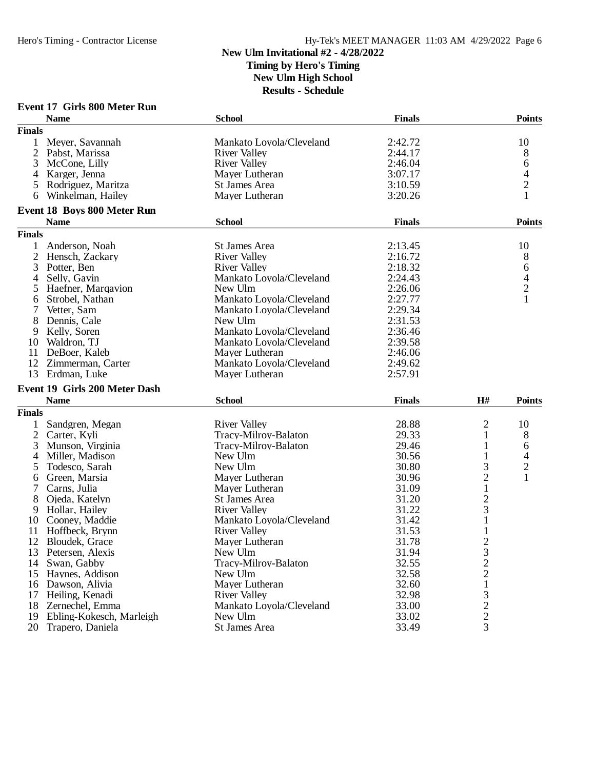# New Ulm Invitational #2 - 4/28/2022

**Timing by Hero's Timing**
**New Ulm High School**
**Results - Schedule**

## Event 17 Girls 800 Meter Run

| | Name | School | Finals | Points |
|---|---|---|---|---|
| **Finals** | | | | |
| 1 | Meyer, Savannah | Mankato Loyola/Cleveland | 2:42.72 | 10 |
| 2 | Pabst, Marissa | River Valley | 2:44.17 | 8 |
| 3 | McCone, Lilly | River Valley | 2:46.04 | 6 |
| 4 | Karger, Jenna | Mayer Lutheran | 3:07.17 | 4 |
| 5 | Rodriguez, Maritza | St James Area | 3:10.59 | 2 |
| 6 | Winkelman, Hailey | Mayer Lutheran | 3:20.26 | 1 |

## Event 18 Boys 800 Meter Run

| | Name | School | Finals | Points |
|---|---|---|---|---|
| **Finals** | | | | |
| 1 | Anderson, Noah | St James Area | 2:13.45 | 10 |
| 2 | Hensch, Zackary | River Valley | 2:16.72 | 8 |
| 3 | Potter, Ben | River Valley | 2:18.32 | 6 |
| 4 | Selly, Gavin | Mankato Loyola/Cleveland | 2:24.43 | 4 |
| 5 | Haefner, Marqavion | New Ulm | 2:26.06 | 2 |
| 6 | Strobel, Nathan | Mankato Loyola/Cleveland | 2:27.77 | 1 |
| 7 | Vetter, Sam | Mankato Loyola/Cleveland | 2:29.34 | |
| 8 | Dennis, Cale | New Ulm | 2:31.53 | |
| 9 | Kelly, Soren | Mankato Loyola/Cleveland | 2:36.46 | |
| 10 | Waldron, TJ | Mankato Loyola/Cleveland | 2:39.58 | |
| 11 | DeBoer, Kaleb | Mayer Lutheran | 2:46.06 | |
| 12 | Zimmerman, Carter | Mankato Loyola/Cleveland | 2:49.62 | |
| 13 | Erdman, Luke | Mayer Lutheran | 2:57.91 | |

## Event 19 Girls 200 Meter Dash

| | Name | School | Finals | H# | Points |
|---|---|---|---|---|---|
| **Finals** | | | | | |
| 1 | Sandgren, Megan | River Valley | 28.88 | 2 | 10 |
| 2 | Carter, Kyli | Tracy-Milroy-Balaton | 29.33 | 1 | 8 |
| 3 | Munson, Virginia | Tracy-Milroy-Balaton | 29.46 | 1 | 6 |
| 4 | Miller, Madison | New Ulm | 30.56 | 1 | 4 |
| 5 | Todesco, Sarah | New Ulm | 30.80 | 3 | 2 |
| 6 | Green, Marsia | Mayer Lutheran | 30.96 | 2 | 1 |
| 7 | Carns, Julia | Mayer Lutheran | 31.09 | 1 | |
| 8 | Ojeda, Katelyn | St James Area | 31.20 | 2 | |
| 9 | Hollar, Hailey | River Valley | 31.22 | 3 | |
| 10 | Cooney, Maddie | Mankato Loyola/Cleveland | 31.42 | 1 | |
| 11 | Hoffbeck, Brynn | River Valley | 31.53 | 1 | |
| 12 | Bloudek, Grace | Mayer Lutheran | 31.78 | 2 | |
| 13 | Petersen, Alexis | New Ulm | 31.94 | 3 | |
| 14 | Swan, Gabby | Tracy-Milroy-Balaton | 32.55 | 2 | |
| 15 | Haynes, Addison | New Ulm | 32.58 | 2 | |
| 16 | Dawson, Alivia | Mayer Lutheran | 32.60 | 1 | |
| 17 | Heiling, Kenadi | River Valley | 32.98 | 3 | |
| 18 | Zernechel, Emma | Mankato Loyola/Cleveland | 33.00 | 2 | |
| 19 | Ebling-Kokesch, Marleigh | New Ulm | 33.02 | 2 | |
| 20 | Trapero, Daniela | St James Area | 33.49 | 3 | |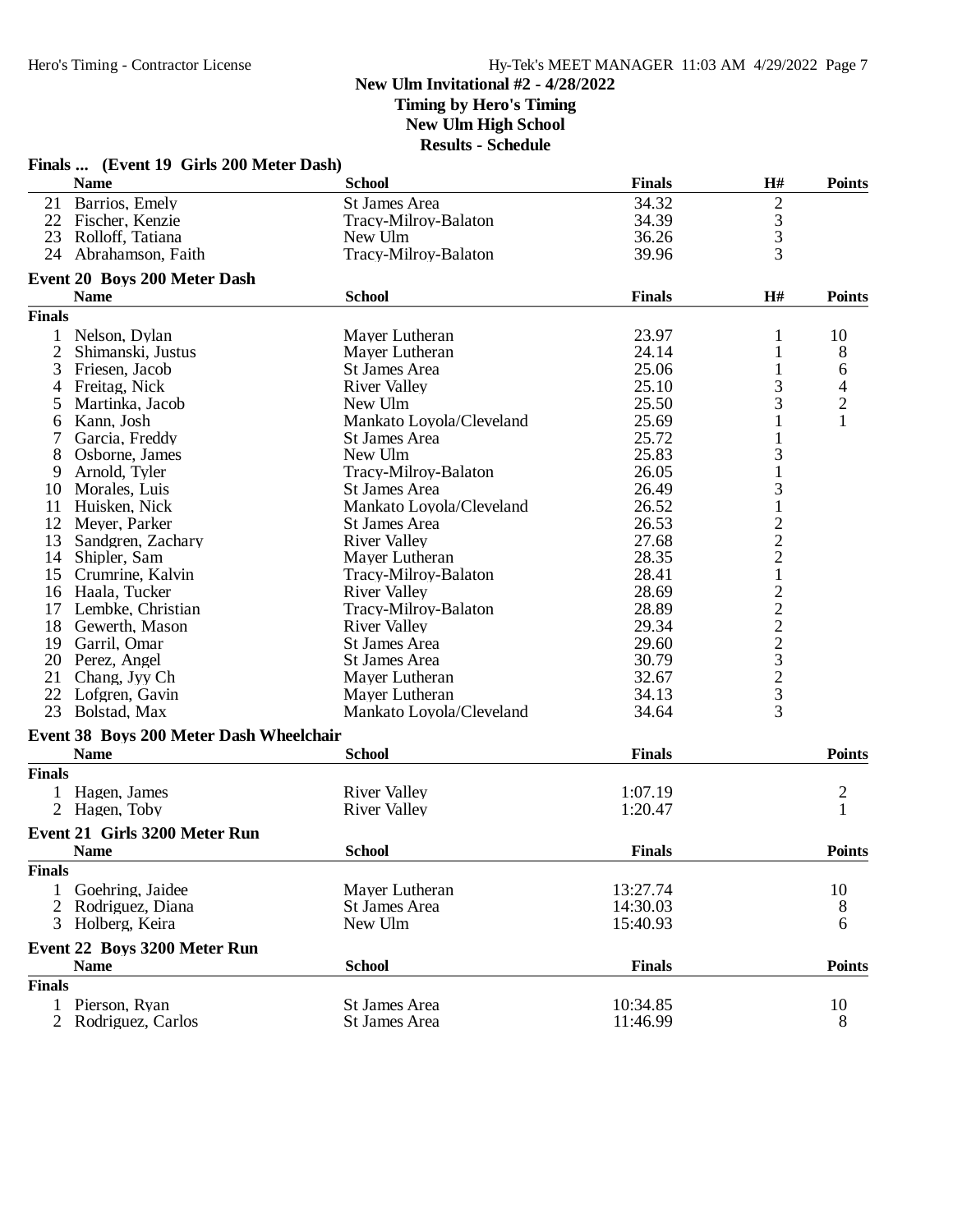**New Ulm Invitational #2 - 4/28/2022**
**Timing by Hero's Timing**
**New Ulm High School**
**Results - Schedule**

### Finals ... (Event 19 Girls 200 Meter Dash)

| | Name | School | Finals | H# | Points |
|---|---|---|---|---|---|
| 21 | Barrios, Emely | St James Area | 34.32 | 2 | |
| 22 | Fischer, Kenzie | Tracy-Milroy-Balaton | 34.39 | 3 | |
| 23 | Rolloff, Tatiana | New Ulm | 36.26 | 3 | |
| 24 | Abrahamson, Faith | Tracy-Milroy-Balaton | 39.96 | 3 | |

### Event 20 Boys 200 Meter Dash

| | Name | School | Finals | H# | Points |
|---|---|---|---|---|---|
| **Finals** | | | | | |
| 1 | Nelson, Dylan | Mayer Lutheran | 23.97 | 1 | 10 |
| 2 | Shimanski, Justus | Mayer Lutheran | 24.14 | 1 | 8 |
| 3 | Friesen, Jacob | St James Area | 25.06 | 1 | 6 |
| 4 | Freitag, Nick | River Valley | 25.10 | 3 | 4 |
| 5 | Martinka, Jacob | New Ulm | 25.50 | 3 | 2 |
| 6 | Kann, Josh | Mankato Loyola/Cleveland | 25.69 | 1 | 1 |
| 7 | Garcia, Freddy | St James Area | 25.72 | 1 | |
| 8 | Osborne, James | New Ulm | 25.83 | 3 | |
| 9 | Arnold, Tyler | Tracy-Milroy-Balaton | 26.05 | 1 | |
| 10 | Morales, Luis | St James Area | 26.49 | 3 | |
| 11 | Huisken, Nick | Mankato Loyola/Cleveland | 26.52 | 1 | |
| 12 | Meyer, Parker | St James Area | 26.53 | 2 | |
| 13 | Sandgren, Zachary | River Valley | 27.68 | 2 | |
| 14 | Shipler, Sam | Mayer Lutheran | 28.35 | 2 | |
| 15 | Crumrine, Kalvin | Tracy-Milroy-Balaton | 28.41 | 1 | |
| 16 | Haala, Tucker | River Valley | 28.69 | 2 | |
| 17 | Lembke, Christian | Tracy-Milroy-Balaton | 28.89 | 2 | |
| 18 | Gewerth, Mason | River Valley | 29.34 | 2 | |
| 19 | Garril, Omar | St James Area | 29.60 | 2 | |
| 20 | Perez, Angel | St James Area | 30.79 | 3 | |
| 21 | Chang, Jyy Ch | Mayer Lutheran | 32.67 | 2 | |
| 22 | Lofgren, Gavin | Mayer Lutheran | 34.13 | 3 | |
| 23 | Bolstad, Max | Mankato Loyola/Cleveland | 34.64 | 3 | |

### Event 38 Boys 200 Meter Dash Wheelchair

| | Name | School | Finals | Points |
|---|---|---|---|---|
| **Finals** | | | | |
| 1 | Hagen, James | River Valley | 1:07.19 | 2 |
| 2 | Hagen, Toby | River Valley | 1:20.47 | 1 |

### Event 21 Girls 3200 Meter Run

| | Name | School | Finals | Points |
|---|---|---|---|---|
| **Finals** | | | | |
| 1 | Goehring, Jaidee | Mayer Lutheran | 13:27.74 | 10 |
| 2 | Rodriguez, Diana | St James Area | 14:30.03 | 8 |
| 3 | Holberg, Keira | New Ulm | 15:40.93 | 6 |

### Event 22 Boys 3200 Meter Run

| | Name | School | Finals | Points |
|---|---|---|---|---|
| **Finals** | | | | |
| 1 | Pierson, Ryan | St James Area | 10:34.85 | 10 |
| 2 | Rodriguez, Carlos | St James Area | 11:46.99 | 8 |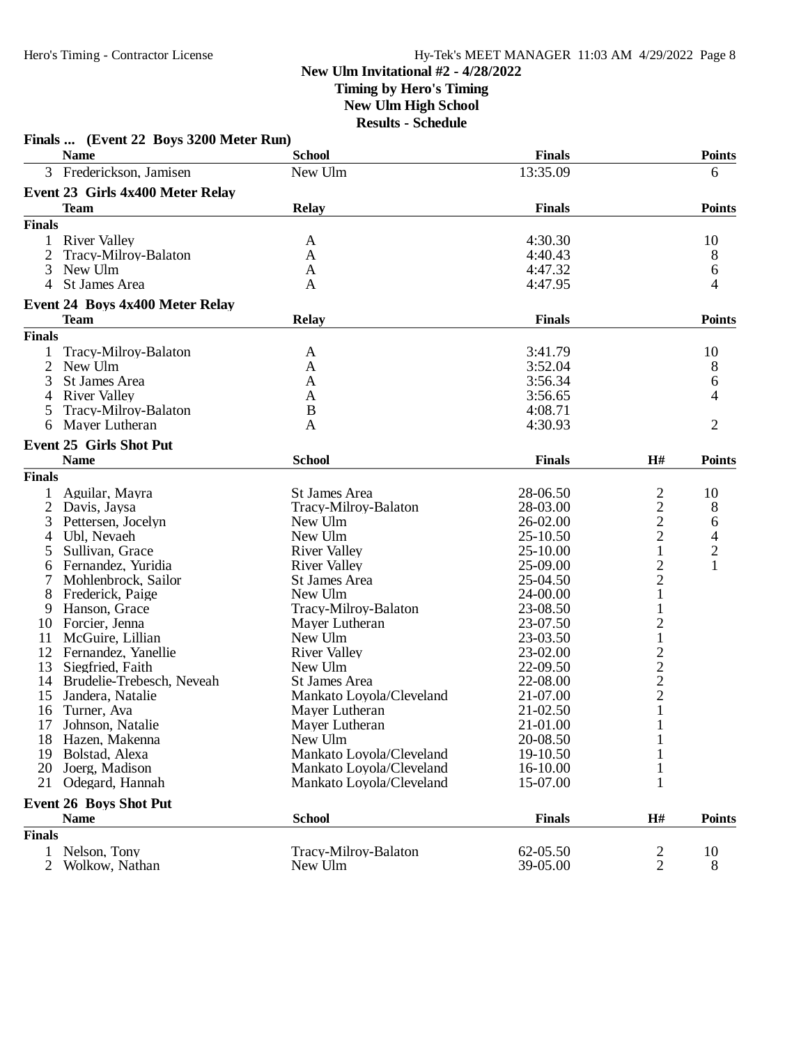## New Ulm Invitational #2 - 4/28/2022

**Timing by Hero's Timing**
**New Ulm High School**
**Results - Schedule**

### Finals ... (Event 22 Boys 3200 Meter Run)

| | Name | School | Finals | Points |
|---|---|---|---|---|
| 3 | Frederickson, Jamisen | New Ulm | 13:35.09 | 6 |

### Event 23 Girls 4x400 Meter Relay

| | Team | Relay | Finals | Points |
|---|---|---|---|---|
| **Finals** | | | | |
| 1 | River Valley | A | 4:30.30 | 10 |
| 2 | Tracy-Milroy-Balaton | A | 4:40.43 | 8 |
| 3 | New Ulm | A | 4:47.32 | 6 |
| 4 | St James Area | A | 4:47.95 | 4 |

### Event 24 Boys 4x400 Meter Relay

| | Team | Relay | Finals | Points |
|---|---|---|---|---|
| **Finals** | | | | |
| 1 | Tracy-Milroy-Balaton | A | 3:41.79 | 10 |
| 2 | New Ulm | A | 3:52.04 | 8 |
| 3 | St James Area | A | 3:56.34 | 6 |
| 4 | River Valley | A | 3:56.65 | 4 |
| 5 | Tracy-Milroy-Balaton | B | 4:08.71 | |
| 6 | Mayer Lutheran | A | 4:30.93 | 2 |

### Event 25 Girls Shot Put

| | Name | School | Finals | H# | Points |
|---|---|---|---|---|---|
| **Finals** | | | | | |
| 1 | Aguilar, Mayra | St James Area | 28-06.50 | 2 | 10 |
| 2 | Davis, Jaysa | Tracy-Milroy-Balaton | 28-03.00 | 2 | 8 |
| 3 | Pettersen, Jocelyn | New Ulm | 26-02.00 | 2 | 6 |
| 4 | Ubl, Nevaeh | New Ulm | 25-10.50 | 2 | 4 |
| 5 | Sullivan, Grace | River Valley | 25-10.00 | 1 | 2 |
| 6 | Fernandez, Yuridia | River Valley | 25-09.00 | 2 | 1 |
| 7 | Mohlenbrock, Sailor | St James Area | 25-04.50 | 2 | |
| 8 | Frederick, Paige | New Ulm | 24-00.00 | 1 | |
| 9 | Hanson, Grace | Tracy-Milroy-Balaton | 23-08.50 | 1 | |
| 10 | Forcier, Jenna | Mayer Lutheran | 23-07.50 | 2 | |
| 11 | McGuire, Lillian | New Ulm | 23-03.50 | 1 | |
| 12 | Fernandez, Yanellie | River Valley | 23-02.00 | 2 | |
| 13 | Siegfried, Faith | New Ulm | 22-09.50 | 2 | |
| 14 | Brudelie-Trebesch, Neveah | St James Area | 22-08.00 | 2 | |
| 15 | Jandera, Natalie | Mankato Loyola/Cleveland | 21-07.00 | 2 | |
| 16 | Turner, Ava | Mayer Lutheran | 21-02.50 | 1 | |
| 17 | Johnson, Natalie | Mayer Lutheran | 21-01.00 | 1 | |
| 18 | Hazen, Makenna | New Ulm | 20-08.50 | 1 | |
| 19 | Bolstad, Alexa | Mankato Loyola/Cleveland | 19-10.50 | 1 | |
| 20 | Joerg, Madison | Mankato Loyola/Cleveland | 16-10.00 | 1 | |
| 21 | Odegard, Hannah | Mankato Loyola/Cleveland | 15-07.00 | 1 | |

### Event 26 Boys Shot Put

| | Name | School | Finals | H# | Points |
|---|---|---|---|---|---|
| **Finals** | | | | | |
| 1 | Nelson, Tony | Tracy-Milroy-Balaton | 62-05.50 | 2 | 10 |
| 2 | Wolkow, Nathan | New Ulm | 39-05.00 | 2 | 8 |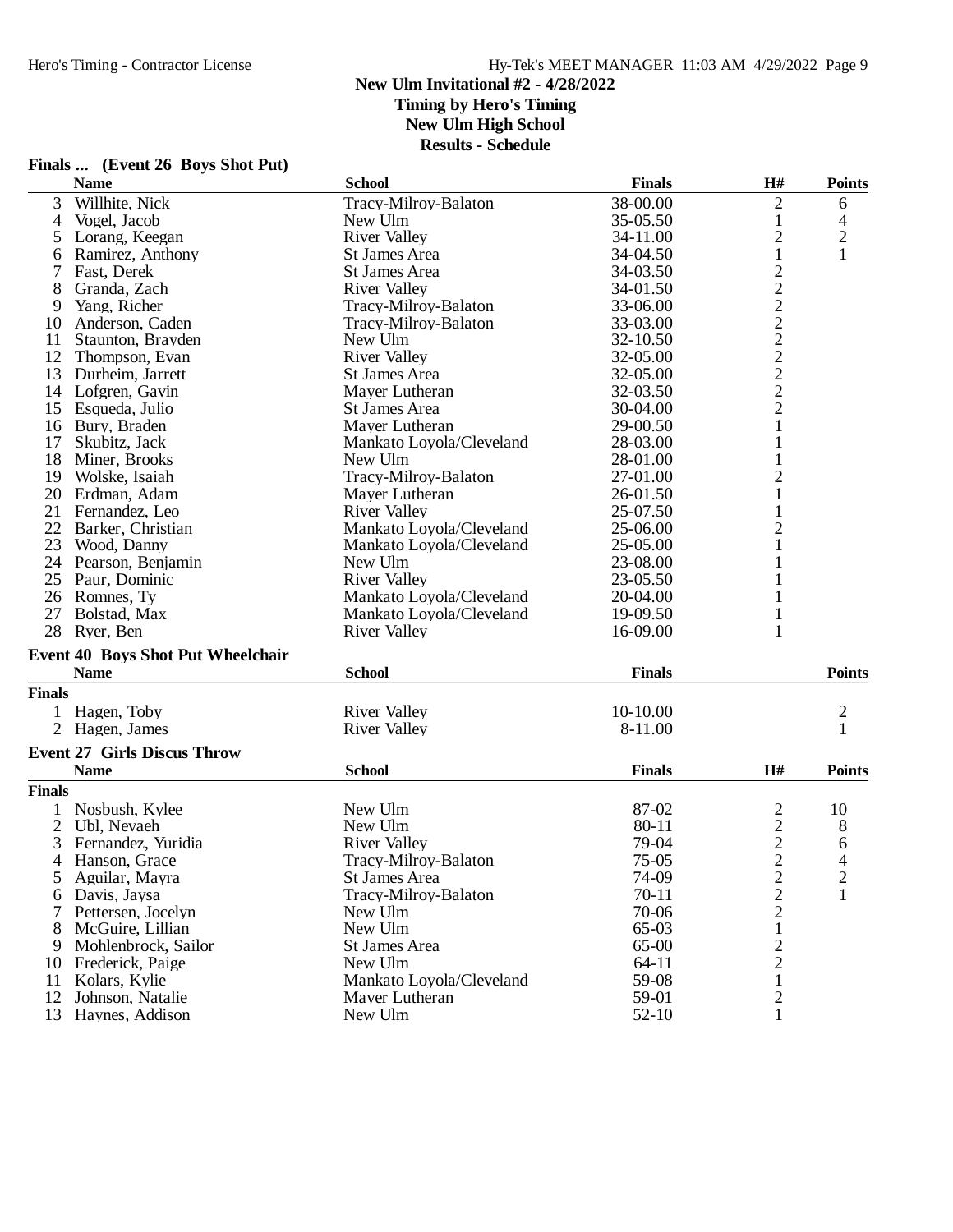# New Ulm Invitational #2 - 4/28/2022

**Timing by Hero's Timing**
**New Ulm High School**
**Results - Schedule**

## Finals ... (Event 26 Boys Shot Put)

| | Name | School | Finals | H# | Points |
|---|---|---|---|---|---|
| 3 | Willhite, Nick | Tracy-Milroy-Balaton | 38-00.00 | 2 | 6 |
| 4 | Vogel, Jacob | New Ulm | 35-05.50 | 1 | 4 |
| 5 | Lorang, Keegan | River Valley | 34-11.00 | 2 | 2 |
| 6 | Ramirez, Anthony | St James Area | 34-04.50 | 1 | 1 |
| 7 | Fast, Derek | St James Area | 34-03.50 | 2 | |
| 8 | Granda, Zach | River Valley | 34-01.50 | 2 | |
| 9 | Yang, Richer | Tracy-Milroy-Balaton | 33-06.00 | 2 | |
| 10 | Anderson, Caden | Tracy-Milroy-Balaton | 33-03.00 | 2 | |
| 11 | Staunton, Brayden | New Ulm | 32-10.50 | 2 | |
| 12 | Thompson, Evan | River Valley | 32-05.00 | 2 | |
| 13 | Durheim, Jarrett | St James Area | 32-05.00 | 2 | |
| 14 | Lofgren, Gavin | Mayer Lutheran | 32-03.50 | 2 | |
| 15 | Esqueda, Julio | St James Area | 30-04.00 | 2 | |
| 16 | Bury, Braden | Mayer Lutheran | 29-00.50 | 1 | |
| 17 | Skubitz, Jack | Mankato Loyola/Cleveland | 28-03.00 | 1 | |
| 18 | Miner, Brooks | New Ulm | 28-01.00 | 1 | |
| 19 | Wolske, Isaiah | Tracy-Milroy-Balaton | 27-01.00 | 2 | |
| 20 | Erdman, Adam | Mayer Lutheran | 26-01.50 | 1 | |
| 21 | Fernandez, Leo | River Valley | 25-07.50 | 1 | |
| 22 | Barker, Christian | Mankato Loyola/Cleveland | 25-06.00 | 2 | |
| 23 | Wood, Danny | Mankato Loyola/Cleveland | 25-05.00 | 1 | |
| 24 | Pearson, Benjamin | New Ulm | 23-08.00 | 1 | |
| 25 | Paur, Dominic | River Valley | 23-05.50 | 1 | |
| 26 | Romnes, Ty | Mankato Loyola/Cleveland | 20-04.00 | 1 | |
| 27 | Bolstad, Max | Mankato Loyola/Cleveland | 19-09.50 | 1 | |
| 28 | Ryer, Ben | River Valley | 16-09.00 | 1 | |

## Event 40 Boys Shot Put Wheelchair

| | Name | School | Finals | Points |
|---|---|---|---|---|
| **Finals** | | | | |
| 1 | Hagen, Toby | River Valley | 10-10.00 | 2 |
| 2 | Hagen, James | River Valley | 8-11.00 | 1 |

## Event 27 Girls Discus Throw

| | Name | School | Finals | H# | Points |
|---|---|---|---|---|---|
| **Finals** | | | | | |
| 1 | Nosbush, Kylee | New Ulm | 87-02 | 2 | 10 |
| 2 | Ubl, Nevaeh | New Ulm | 80-11 | 2 | 8 |
| 3 | Fernandez, Yuridia | River Valley | 79-04 | 2 | 6 |
| 4 | Hanson, Grace | Tracy-Milroy-Balaton | 75-05 | 2 | 4 |
| 5 | Aguilar, Mayra | St James Area | 74-09 | 2 | 2 |
| 6 | Davis, Jaysa | Tracy-Milroy-Balaton | 70-11 | 2 | 1 |
| 7 | Pettersen, Jocelyn | New Ulm | 70-06 | 2 | |
| 8 | McGuire, Lillian | New Ulm | 65-03 | 1 | |
| 9 | Mohlenbrock, Sailor | St James Area | 65-00 | 2 | |
| 10 | Frederick, Paige | New Ulm | 64-11 | 2 | |
| 11 | Kolars, Kylie | Mankato Loyola/Cleveland | 59-08 | 1 | |
| 12 | Johnson, Natalie | Mayer Lutheran | 59-01 | 2 | |
| 13 | Haynes, Addison | New Ulm | 52-10 | 1 | |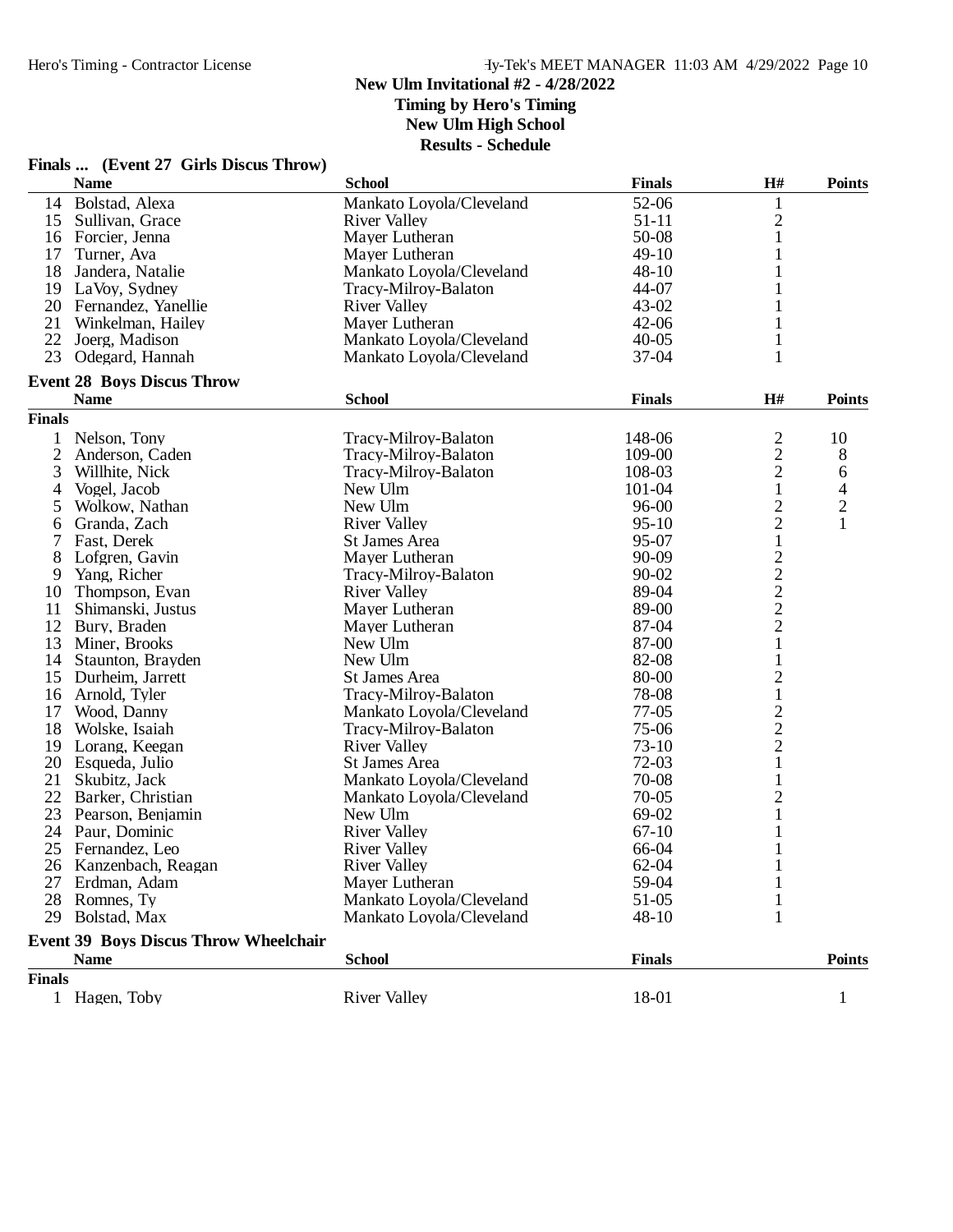New Ulm Invitational #2 - 4/28/2022
Timing by Hero's Timing
New Ulm High School
Results - Schedule

## Finals ... (Event 27 Girls Discus Throw)

| | Name | School | Finals | H# | Points |
|---|---|---|---|---|---|
| 14 | Bolstad, Alexa | Mankato Loyola/Cleveland | 52-06 | 1 | |
| 15 | Sullivan, Grace | River Valley | 51-11 | 2 | |
| 16 | Forcier, Jenna | Mayer Lutheran | 50-08 | 1 | |
| 17 | Turner, Ava | Mayer Lutheran | 49-10 | 1 | |
| 18 | Jandera, Natalie | Mankato Loyola/Cleveland | 48-10 | 1 | |
| 19 | LaVoy, Sydney | Tracy-Milroy-Balaton | 44-07 | 1 | |
| 20 | Fernandez, Yanellie | River Valley | 43-02 | 1 | |
| 21 | Winkelman, Hailey | Mayer Lutheran | 42-06 | 1 | |
| 22 | Joerg, Madison | Mankato Loyola/Cleveland | 40-05 | 1 | |
| 23 | Odegard, Hannah | Mankato Loyola/Cleveland | 37-04 | 1 | |

## Event 28 Boys Discus Throw

**Finals**

| | Name | School | Finals | H# | Points |
|---|---|---|---|---|---|
| 1 | Nelson, Tony | Tracy-Milroy-Balaton | 148-06 | 2 | 10 |
| 2 | Anderson, Caden | Tracy-Milroy-Balaton | 109-00 | 2 | 8 |
| 3 | Willhite, Nick | Tracy-Milroy-Balaton | 108-03 | 2 | 6 |
| 4 | Vogel, Jacob | New Ulm | 101-04 | 1 | 4 |
| 5 | Wolkow, Nathan | New Ulm | 96-00 | 2 | 2 |
| 6 | Granda, Zach | River Valley | 95-10 | 2 | 1 |
| 7 | Fast, Derek | St James Area | 95-07 | 1 | |
| 8 | Lofgren, Gavin | Mayer Lutheran | 90-09 | 2 | |
| 9 | Yang, Richer | Tracy-Milroy-Balaton | 90-02 | 2 | |
| 10 | Thompson, Evan | River Valley | 89-04 | 2 | |
| 11 | Shimanski, Justus | Mayer Lutheran | 89-00 | 2 | |
| 12 | Bury, Braden | Mayer Lutheran | 87-04 | 2 | |
| 13 | Miner, Brooks | New Ulm | 87-00 | 1 | |
| 14 | Staunton, Brayden | New Ulm | 82-08 | 1 | |
| 15 | Durheim, Jarrett | St James Area | 80-00 | 2 | |
| 16 | Arnold, Tyler | Tracy-Milroy-Balaton | 78-08 | 1 | |
| 17 | Wood, Danny | Mankato Loyola/Cleveland | 77-05 | 2 | |
| 18 | Wolske, Isaiah | Tracy-Milroy-Balaton | 75-06 | 2 | |
| 19 | Lorang, Keegan | River Valley | 73-10 | 2 | |
| 20 | Esqueda, Julio | St James Area | 72-03 | 1 | |
| 21 | Skubitz, Jack | Mankato Loyola/Cleveland | 70-08 | 1 | |
| 22 | Barker, Christian | Mankato Loyola/Cleveland | 70-05 | 2 | |
| 23 | Pearson, Benjamin | New Ulm | 69-02 | 1 | |
| 24 | Paur, Dominic | River Valley | 67-10 | 1 | |
| 25 | Fernandez, Leo | River Valley | 66-04 | 1 | |
| 26 | Kanzenbach, Reagan | River Valley | 62-04 | 1 | |
| 27 | Erdman, Adam | Mayer Lutheran | 59-04 | 1 | |
| 28 | Romnes, Ty | Mankato Loyola/Cleveland | 51-05 | 1 | |
| 29 | Bolstad, Max | Mankato Loyola/Cleveland | 48-10 | 1 | |

## Event 39 Boys Discus Throw Wheelchair

**Finals**

| | Name | School | Finals | Points |
|---|---|---|---|---|
| 1 | Hagen, Toby | River Valley | 18-01 | 1 |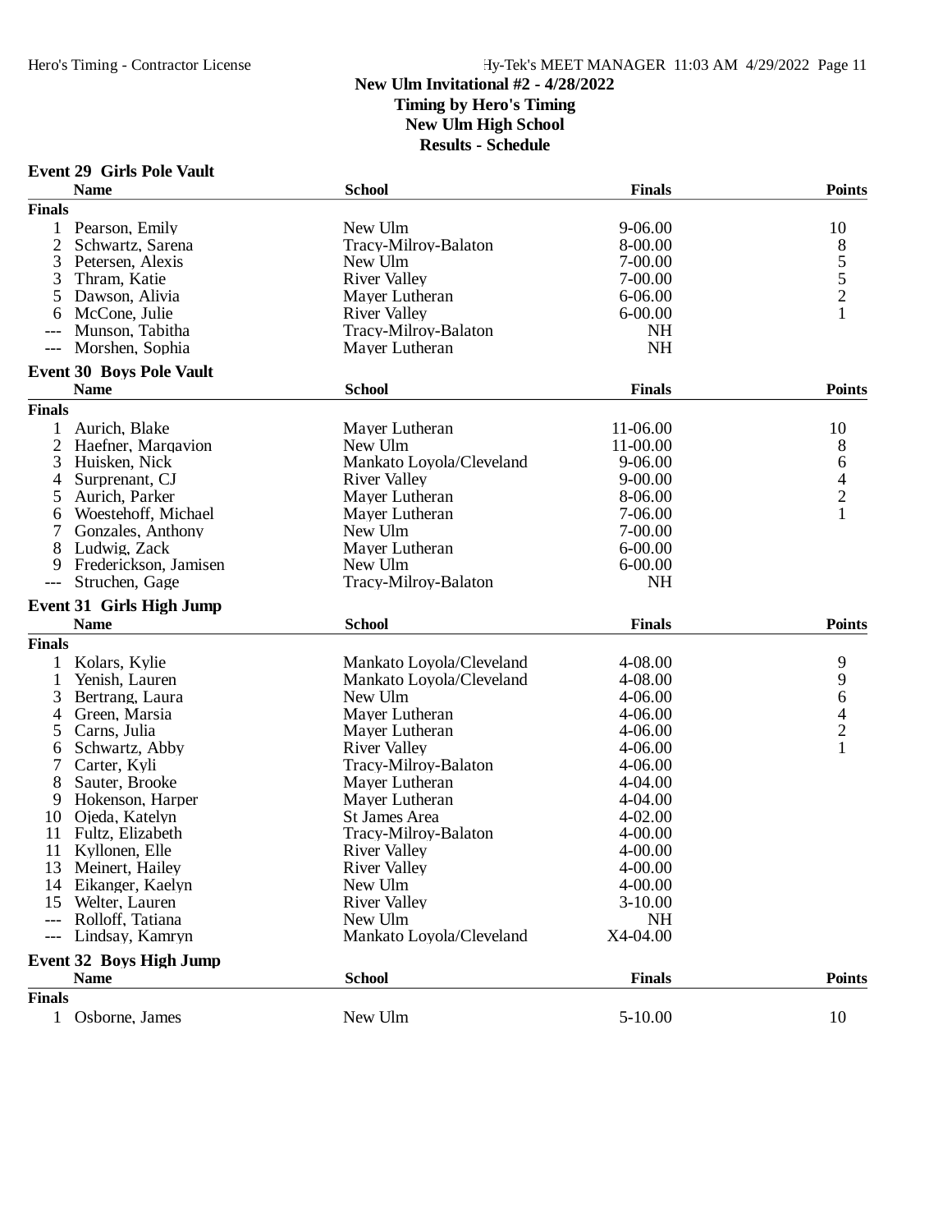## New Ulm Invitational #2 - 4/28/2022
### Timing by Hero's Timing
### New Ulm High School
### Results - Schedule

### Event 29 Girls Pole Vault

| | Name | School | Finals | Points |
|---|---|---|---|---|
| **Finals** | | | | |
| 1 | Pearson, Emily | New Ulm | 9-06.00 | 10 |
| 2 | Schwartz, Sarena | Tracy-Milroy-Balaton | 8-00.00 | 8 |
| 3 | Petersen, Alexis | New Ulm | 7-00.00 | 5 |
| 3 | Thram, Katie | River Valley | 7-00.00 | 5 |
| 5 | Dawson, Alivia | Mayer Lutheran | 6-06.00 | 2 |
| 6 | McCone, Julie | River Valley | 6-00.00 | 1 |
| --- | Munson, Tabitha | Tracy-Milroy-Balaton | NH | |
| --- | Morshen, Sophia | Mayer Lutheran | NH | |

### Event 30 Boys Pole Vault

| | Name | School | Finals | Points |
|---|---|---|---|---|
| **Finals** | | | | |
| 1 | Aurich, Blake | Mayer Lutheran | 11-06.00 | 10 |
| 2 | Haefner, Margavion | New Ulm | 11-00.00 | 8 |
| 3 | Huisken, Nick | Mankato Loyola/Cleveland | 9-06.00 | 6 |
| 4 | Surprenant, CJ | River Valley | 9-00.00 | 4 |
| 5 | Aurich, Parker | Mayer Lutheran | 8-06.00 | 2 |
| 6 | Woestehoff, Michael | Mayer Lutheran | 7-06.00 | 1 |
| 7 | Gonzales, Anthony | New Ulm | 7-00.00 | |
| 8 | Ludwig, Zack | Mayer Lutheran | 6-00.00 | |
| 9 | Frederickson, Jamisen | New Ulm | 6-00.00 | |
| --- | Struchen, Gage | Tracy-Milroy-Balaton | NH | |

### Event 31 Girls High Jump

| | Name | School | Finals | Points |
|---|---|---|---|---|
| **Finals** | | | | |
| 1 | Kolars, Kylie | Mankato Loyola/Cleveland | 4-08.00 | 9 |
| 1 | Yenish, Lauren | Mankato Loyola/Cleveland | 4-08.00 | 9 |
| 3 | Bertrang, Laura | New Ulm | 4-06.00 | 6 |
| 4 | Green, Marsia | Mayer Lutheran | 4-06.00 | 4 |
| 5 | Carns, Julia | Mayer Lutheran | 4-06.00 | 2 |
| 6 | Schwartz, Abby | River Valley | 4-06.00 | 1 |
| 7 | Carter, Kyli | Tracy-Milroy-Balaton | 4-06.00 | |
| 8 | Sauter, Brooke | Mayer Lutheran | 4-04.00 | |
| 9 | Hokenson, Harper | Mayer Lutheran | 4-04.00 | |
| 10 | Ojeda, Katelyn | St James Area | 4-02.00 | |
| 11 | Fultz, Elizabeth | Tracy-Milroy-Balaton | 4-00.00 | |
| 11 | Kyllonen, Elle | River Valley | 4-00.00 | |
| 13 | Meinert, Hailey | River Valley | 4-00.00 | |
| 14 | Eikanger, Kaelyn | New Ulm | 4-00.00 | |
| 15 | Welter, Lauren | River Valley | 3-10.00 | |
| --- | Rolloff, Tatiana | New Ulm | NH | |
| --- | Lindsay, Kamryn | Mankato Loyola/Cleveland | X4-04.00 | |

### Event 32 Boys High Jump

| | Name | School | Finals | Points |
|---|---|---|---|---|
| **Finals** | | | | |
| 1 | Osborne, James | New Ulm | 5-10.00 | 10 |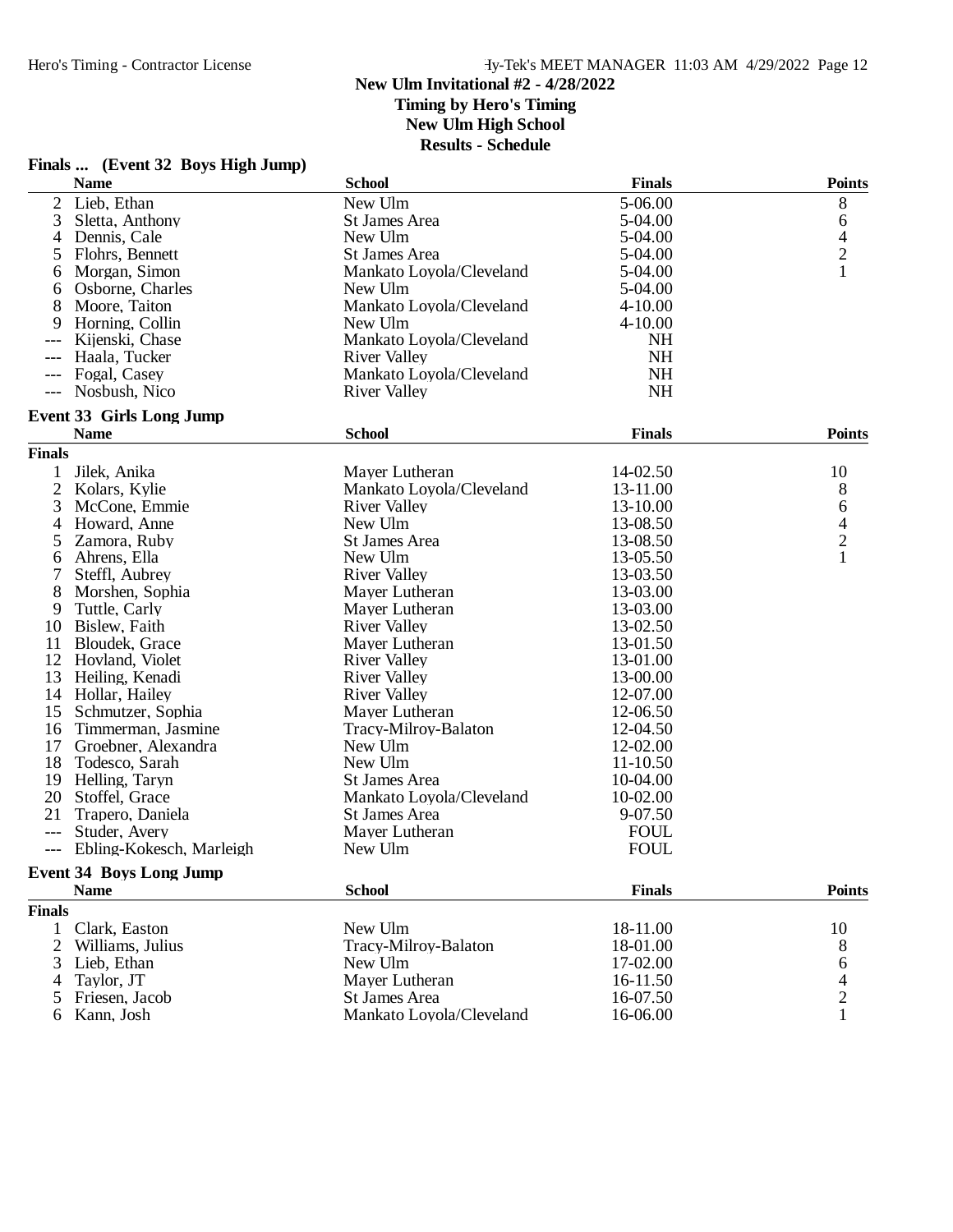## New Ulm Invitational #2 - 4/28/2022

**Timing by Hero's Timing**
**New Ulm High School**
**Results - Schedule**

### Finals ... (Event 32 Boys High Jump)

| | Name | School | Finals | Points |
|---|---|---|---|---|
| 2 | Lieb, Ethan | New Ulm | 5-06.00 | 8 |
| 3 | Sletta, Anthony | St James Area | 5-04.00 | 6 |
| 4 | Dennis, Cale | New Ulm | 5-04.00 | 4 |
| 5 | Flohrs, Bennett | St James Area | 5-04.00 | 2 |
| 6 | Morgan, Simon | Mankato Loyola/Cleveland | 5-04.00 | 1 |
| 6 | Osborne, Charles | New Ulm | 5-04.00 | |
| 8 | Moore, Taiton | Mankato Loyola/Cleveland | 4-10.00 | |
| 9 | Horning, Collin | New Ulm | 4-10.00 | |
| --- | Kijenski, Chase | Mankato Loyola/Cleveland | NH | |
| --- | Haala, Tucker | River Valley | NH | |
| --- | Fogal, Casey | Mankato Loyola/Cleveland | NH | |
| --- | Nosbush, Nico | River Valley | NH | |

### Event 33 Girls Long Jump

| | Name | School | Finals | Points |
|---|---|---|---|---|
| **Finals** | | | | |
| 1 | Jilek, Anika | Mayer Lutheran | 14-02.50 | 10 |
| 2 | Kolars, Kylie | Mankato Loyola/Cleveland | 13-11.00 | 8 |
| 3 | McCone, Emmie | River Valley | 13-10.00 | 6 |
| 4 | Howard, Anne | New Ulm | 13-08.50 | 4 |
| 5 | Zamora, Ruby | St James Area | 13-08.50 | 2 |
| 6 | Ahrens, Ella | New Ulm | 13-05.50 | 1 |
| 7 | Steffl, Aubrey | River Valley | 13-03.50 | |
| 8 | Morshen, Sophia | Mayer Lutheran | 13-03.00 | |
| 9 | Tuttle, Carly | Mayer Lutheran | 13-03.00 | |
| 10 | Bislew, Faith | River Valley | 13-02.50 | |
| 11 | Bloudek, Grace | Mayer Lutheran | 13-01.50 | |
| 12 | Hovland, Violet | River Valley | 13-01.00 | |
| 13 | Heiling, Kenadi | River Valley | 13-00.00 | |
| 14 | Hollar, Hailey | River Valley | 12-07.00 | |
| 15 | Schmutzer, Sophia | Mayer Lutheran | 12-06.50 | |
| 16 | Timmerman, Jasmine | Tracy-Milroy-Balaton | 12-04.50 | |
| 17 | Groebner, Alexandra | New Ulm | 12-02.00 | |
| 18 | Todesco, Sarah | New Ulm | 11-10.50 | |
| 19 | Helling, Taryn | St James Area | 10-04.00 | |
| 20 | Stoffel, Grace | Mankato Loyola/Cleveland | 10-02.00 | |
| 21 | Trapero, Daniela | St James Area | 9-07.50 | |
| --- | Studer, Avery | Mayer Lutheran | FOUL | |
| --- | Ebling-Kokesch, Marleigh | New Ulm | FOUL | |

### Event 34 Boys Long Jump

| | Name | School | Finals | Points |
|---|---|---|---|---|
| **Finals** | | | | |
| 1 | Clark, Easton | New Ulm | 18-11.00 | 10 |
| 2 | Williams, Julius | Tracy-Milroy-Balaton | 18-01.00 | 8 |
| 3 | Lieb, Ethan | New Ulm | 17-02.00 | 6 |
| 4 | Taylor, JT | Mayer Lutheran | 16-11.50 | 4 |
| 5 | Friesen, Jacob | St James Area | 16-07.50 | 2 |
| 6 | Kann, Josh | Mankato Loyola/Cleveland | 16-06.00 | 1 |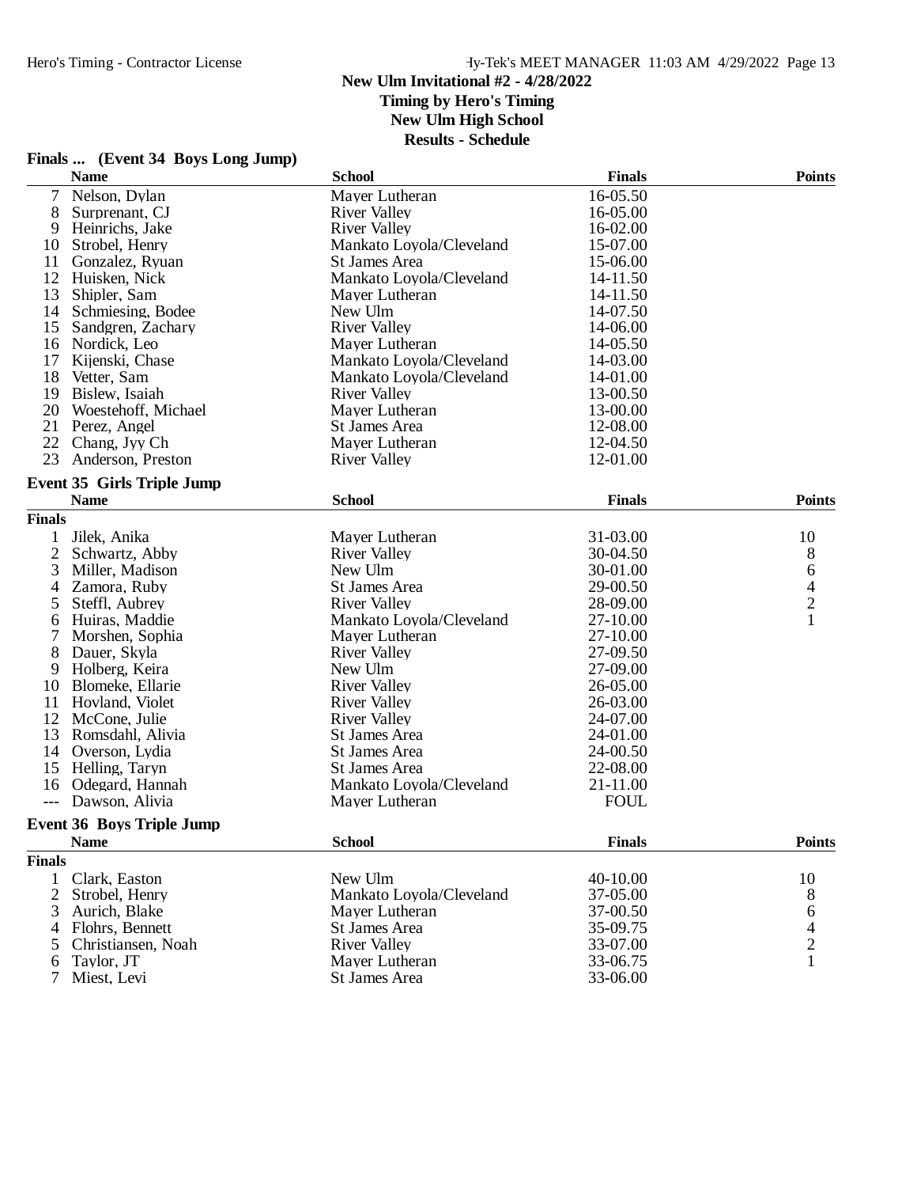## Finals ... (Event 34 Boys Long Jump)

| | Name | School | Finals | Points |
|---|---|---|---|---|
| 7 | Nelson, Dylan | Mayer Lutheran | 16-05.50 | |
| 8 | Surprenant, CJ | River Valley | 16-05.00 | |
| 9 | Heinrichs, Jake | River Valley | 16-02.00 | |
| 10 | Strobel, Henry | Mankato Loyola/Cleveland | 15-07.00 | |
| 11 | Gonzalez, Ryuan | St James Area | 15-06.00 | |
| 12 | Huisken, Nick | Mankato Loyola/Cleveland | 14-11.50 | |
| 13 | Shipler, Sam | Mayer Lutheran | 14-11.50 | |
| 14 | Schmiesing, Bodee | New Ulm | 14-07.50 | |
| 15 | Sandgren, Zachary | River Valley | 14-06.00 | |
| 16 | Nordick, Leo | Mayer Lutheran | 14-05.50 | |
| 17 | Kijenski, Chase | Mankato Loyola/Cleveland | 14-03.00 | |
| 18 | Vetter, Sam | Mankato Loyola/Cleveland | 14-01.00 | |
| 19 | Bislew, Isaiah | River Valley | 13-00.50 | |
| 20 | Woestehoff, Michael | Mayer Lutheran | 13-00.00 | |
| 21 | Perez, Angel | St James Area | 12-08.00 | |
| 22 | Chang, Jyy Ch | Mayer Lutheran | 12-04.50 | |
| 23 | Anderson, Preston | River Valley | 12-01.00 | |

## Event 35 Girls Triple Jump

**Finals**

| | Name | School | Finals | Points |
|---|---|---|---|---|
| 1 | Jilek, Anika | Mayer Lutheran | 31-03.00 | 10 |
| 2 | Schwartz, Abby | River Valley | 30-04.50 | 8 |
| 3 | Miller, Madison | New Ulm | 30-01.00 | 6 |
| 4 | Zamora, Ruby | St James Area | 29-00.50 | 4 |
| 5 | Steffl, Aubrey | River Valley | 28-09.00 | 2 |
| 6 | Huiras, Maddie | Mankato Loyola/Cleveland | 27-10.00 | 1 |
| 7 | Morshen, Sophia | Mayer Lutheran | 27-10.00 | |
| 8 | Dauer, Skyla | River Valley | 27-09.50 | |
| 9 | Holberg, Keira | New Ulm | 27-09.00 | |
| 10 | Blomeke, Ellarie | River Valley | 26-05.00 | |
| 11 | Hovland, Violet | River Valley | 26-03.00 | |
| 12 | McCone, Julie | River Valley | 24-07.00 | |
| 13 | Romsdahl, Alivia | St James Area | 24-01.00 | |
| 14 | Overson, Lydia | St James Area | 24-00.50 | |
| 15 | Helling, Taryn | St James Area | 22-08.00 | |
| 16 | Odegard, Hannah | Mankato Loyola/Cleveland | 21-11.00 | |
| --- | Dawson, Alivia | Mayer Lutheran | FOUL | |

## Event 36 Boys Triple Jump

**Finals**

| | Name | School | Finals | Points |
|---|---|---|---|---|
| 1 | Clark, Easton | New Ulm | 40-10.00 | 10 |
| 2 | Strobel, Henry | Mankato Loyola/Cleveland | 37-05.00 | 8 |
| 3 | Aurich, Blake | Mayer Lutheran | 37-00.50 | 6 |
| 4 | Flohrs, Bennett | St James Area | 35-09.75 | 4 |
| 5 | Christiansen, Noah | River Valley | 33-07.00 | 2 |
| 6 | Taylor, JT | Mayer Lutheran | 33-06.75 | 1 |
| 7 | Miest, Levi | St James Area | 33-06.00 | |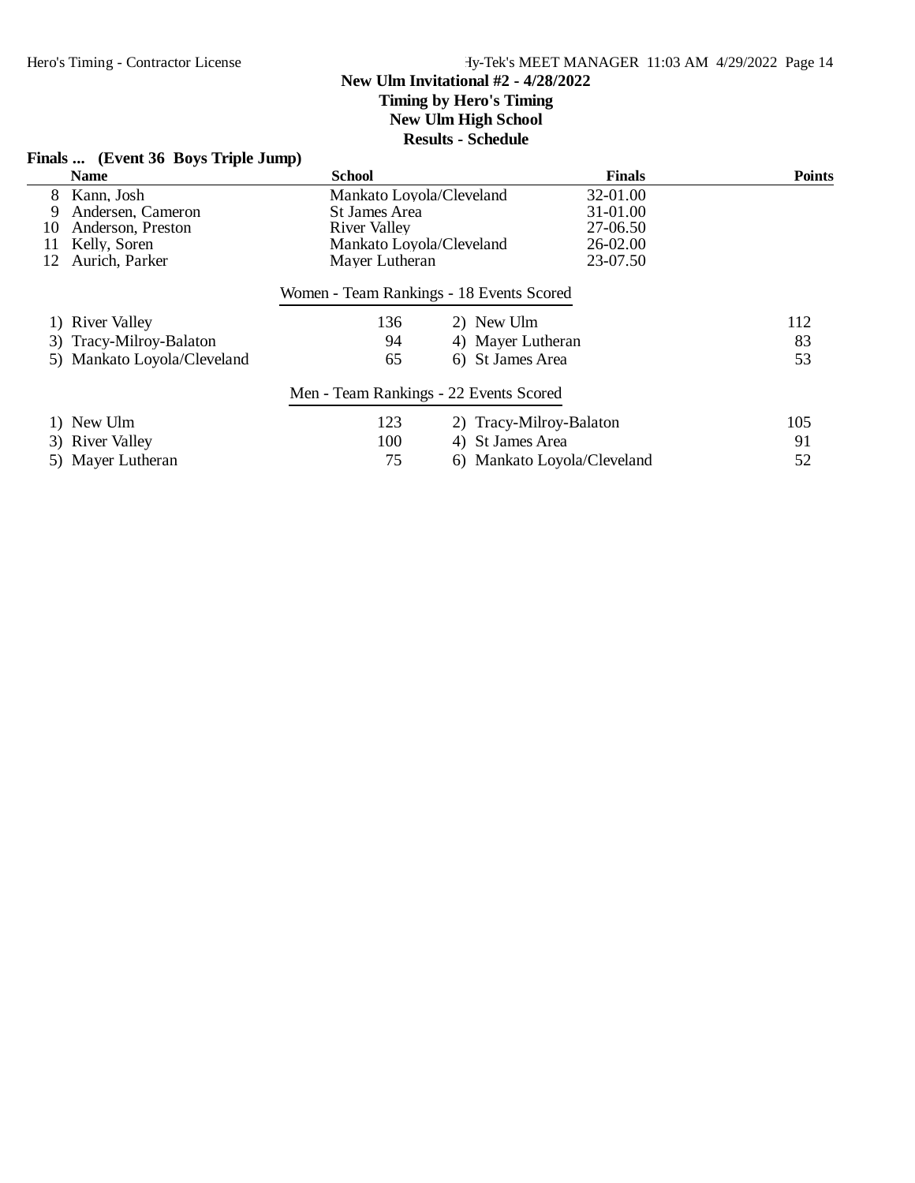**New Ulm Invitational #2 - 4/28/2022**
**Timing by Hero's Timing**
**New Ulm High School**
**Results - Schedule**

### Finals ... (Event 36 Boys Triple Jump)

| | Name | School | Finals | Points |
|---|---|---|---|---|
| 8 | Kann, Josh | Mankato Loyola/Cleveland | 32-01.00 | |
| 9 | Andersen, Cameron | St James Area | 31-01.00 | |
| 10 | Anderson, Preston | River Valley | 27-06.50 | |
| 11 | Kelly, Soren | Mankato Loyola/Cleveland | 26-02.00 | |
| 12 | Aurich, Parker | Mayer Lutheran | 23-07.50 | |

### Women - Team Rankings - 18 Events Scored

| | | | |
|---|---|---|---|
| 1) River Valley | 136 | 2) New Ulm | 112 |
| 3) Tracy-Milroy-Balaton | 94 | 4) Mayer Lutheran | 83 |
| 5) Mankato Loyola/Cleveland | 65 | 6) St James Area | 53 |

### Men - Team Rankings - 22 Events Scored

| | | | |
|---|---|---|---|
| 1) New Ulm | 123 | 2) Tracy-Milroy-Balaton | 105 |
| 3) River Valley | 100 | 4) St James Area | 91 |
| 5) Mayer Lutheran | 75 | 6) Mankato Loyola/Cleveland | 52 |